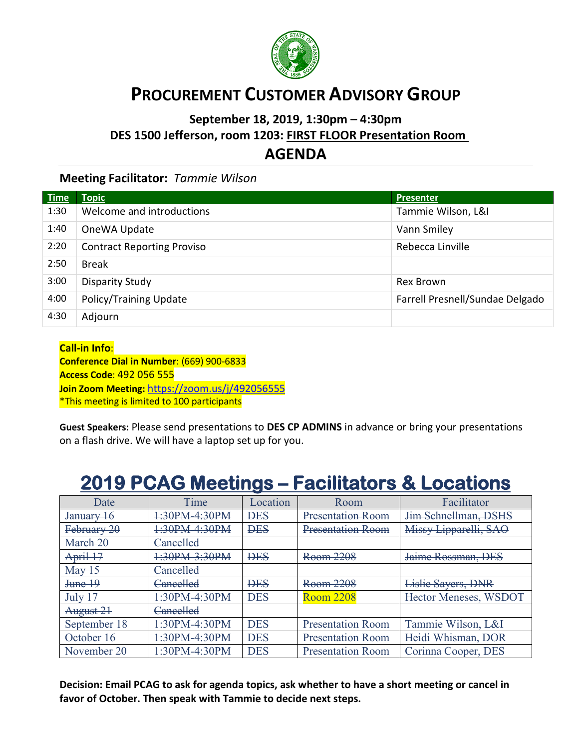# PROCUREMENT CUSTOMER ADVISORY GROUP

**September 18, 2019, 1:30pm – 4:30pm**

**DES 1500 Jefferson, room 1203: FIRST FLOOR Presentation Room**

## AGENDA

**Meeting Facilitator:** *Tammie Wilson*

| Time | Topic | Presenter |
|---|---|---|
| 1:30 | Welcome and introductions | Tammie Wilson, L&I |
| 1:40 | OneWA Update | Vann Smiley |
| 2:20 | Contract Reporting Proviso | Rebecca Linville |
| 2:50 | Break | |
| 3:00 | Disparity Study | Rex Brown |
| 4:00 | Policy/Training Update | Farrell Presnell/Sundae Delgado |
| 4:30 | Adjourn | |

**Call-in Info**:
**Conference Dial in Number**: (669) 900-6833
**Access Code**: 492 056 555
**Join Zoom Meeting:** https://zoom.us/j/492056555
*This meeting is limited to 100 participants

**Guest Speakers:** Please send presentations to **DES CP ADMINS** in advance or bring your presentations on a flash drive. We will have a laptop set up for you.

## 2019 PCAG Meetings – Facilitators & Locations

| Date | Time | Location | Room | Facilitator |
|---|---|---|---|---|
| ~~January 16~~ | ~~1:30PM-4:30PM~~ | ~~DES~~ | ~~Presentation Room~~ | ~~Jim Schnellman, DSHS~~ |
| ~~February 20~~ | ~~1:30PM-4:30PM~~ | ~~DES~~ | ~~Presentation Room~~ | ~~Missy Lipparelli, SAO~~ |
| ~~March 20~~ | ~~Cancelled~~ | | | |
| ~~April 17~~ | ~~1:30PM-3:30PM~~ | ~~DES~~ | ~~Room 2208~~ | ~~Jaime Rossman, DES~~ |
| ~~May 15~~ | ~~Cancelled~~ | | | |
| ~~June 19~~ | ~~Cancelled~~ | ~~DES~~ | ~~Room 2208~~ | ~~Lislie Sayers, DNR~~ |
| July 17 | 1:30PM-4:30PM | DES | Room 2208 | Hector Meneses, WSDOT |
| ~~August 21~~ | ~~Cancelled~~ | | | |
| September 18 | 1:30PM-4:30PM | DES | Presentation Room | Tammie Wilson, L&I |
| October 16 | 1:30PM-4:30PM | DES | Presentation Room | Heidi Whisman, DOR |
| November 20 | 1:30PM-4:30PM | DES | Presentation Room | Corinna Cooper, DES |

**Decision: Email PCAG to ask for agenda topics, ask whether to have a short meeting or cancel in favor of October. Then speak with Tammie to decide next steps.**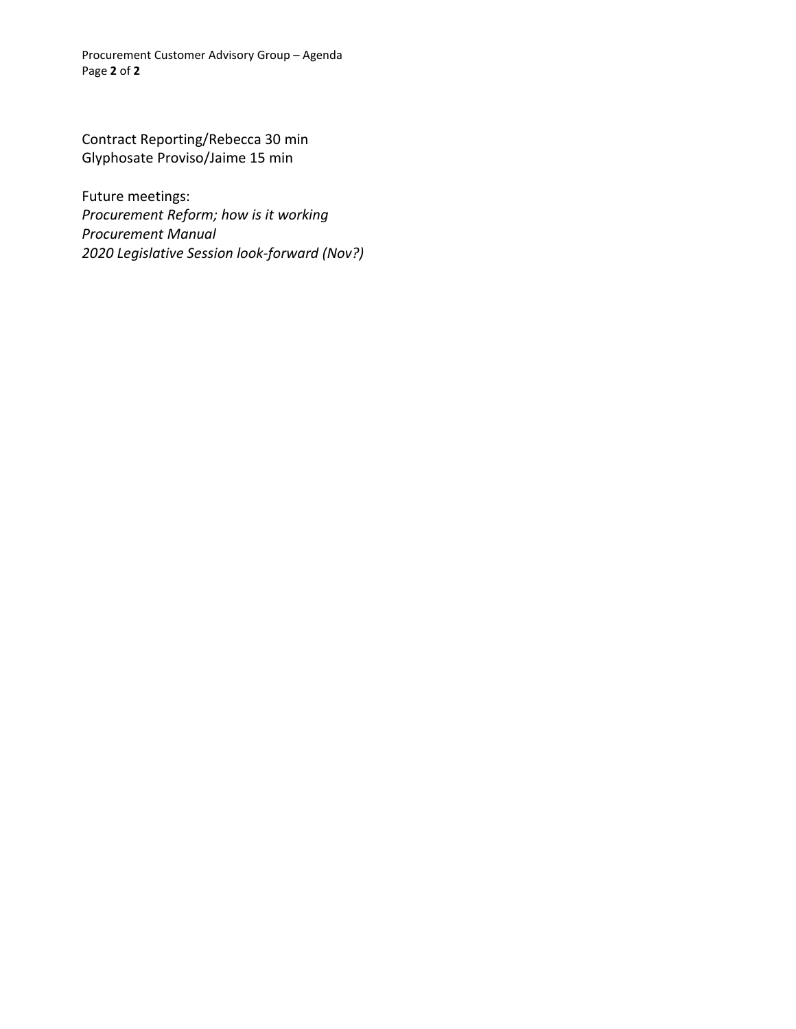Contract Reporting/Rebecca 30 min
Glyphosate Proviso/Jaime 15 min

Future meetings:
*Procurement Reform; how is it working*
*Procurement Manual*
*2020 Legislative Session look-forward (Nov?)*